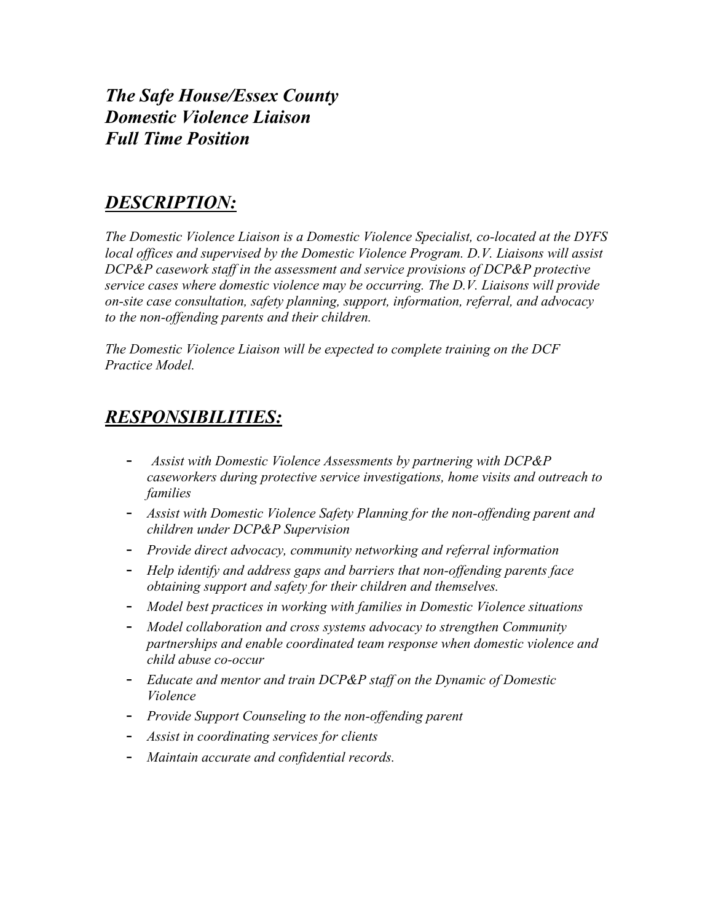***The Safe House/Essex County***
***Domestic Violence Liaison***
***Full Time Position***

## ***DESCRIPTION:***

*The Domestic Violence Liaison is a Domestic Violence Specialist, co-located at the DYFS local offices and supervised by the Domestic Violence Program. D.V. Liaisons will assist DCP&P casework staff in the assessment and service provisions of DCP&P protective service cases where domestic violence may be occurring. The D.V. Liaisons will provide on-site case consultation, safety planning, support, information, referral, and advocacy to the non-offending parents and their children.*

*The Domestic Violence Liaison will be expected to complete training on the DCF Practice Model.*

## ***RESPONSIBILITIES:***

- *Assist with Domestic Violence Assessments by partnering with DCP&P caseworkers during protective service investigations, home visits and outreach to families*
- *Assist with Domestic Violence Safety Planning for the non-offending parent and children under DCP&P Supervision*
- *Provide direct advocacy, community networking and referral information*
- *Help identify and address gaps and barriers that non-offending parents face obtaining support and safety for their children and themselves.*
- *Model best practices in working with families in Domestic Violence situations*
- *Model collaboration and cross systems advocacy to strengthen Community partnerships and enable coordinated team response when domestic violence and child abuse co-occur*
- *Educate and mentor and train DCP&P staff on the Dynamic of Domestic Violence*
- *Provide Support Counseling to the non-offending parent*
- *Assist in coordinating services for clients*
- *Maintain accurate and confidential records.*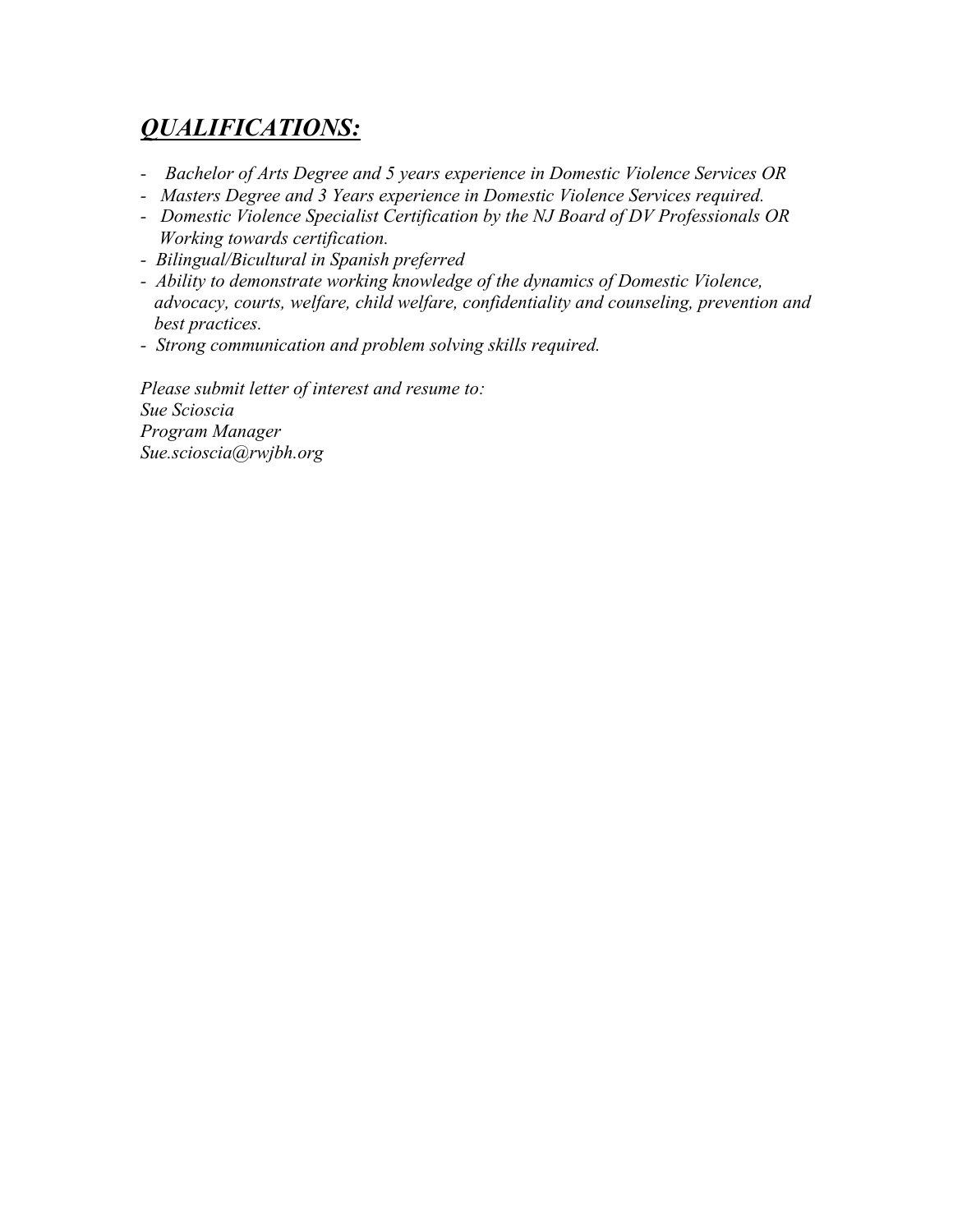## ***QUALIFICATIONS:***

- *Bachelor of Arts Degree and 5 years experience in Domestic Violence Services OR*
- *Masters Degree and 3 Years experience in Domestic Violence Services required.*
- *Domestic Violence Specialist Certification by the NJ Board of DV Professionals OR Working towards certification.*
- *Bilingual/Bicultural in Spanish preferred*
- *Ability to demonstrate working knowledge of the dynamics of Domestic Violence, advocacy, courts, welfare, child welfare, confidentiality and counseling, prevention and best practices.*
- *Strong communication and problem solving skills required.*

*Please submit letter of interest and resume to:*
*Sue Scioscia*
*Program Manager*
*Sue.scioscia@rwjbh.org*